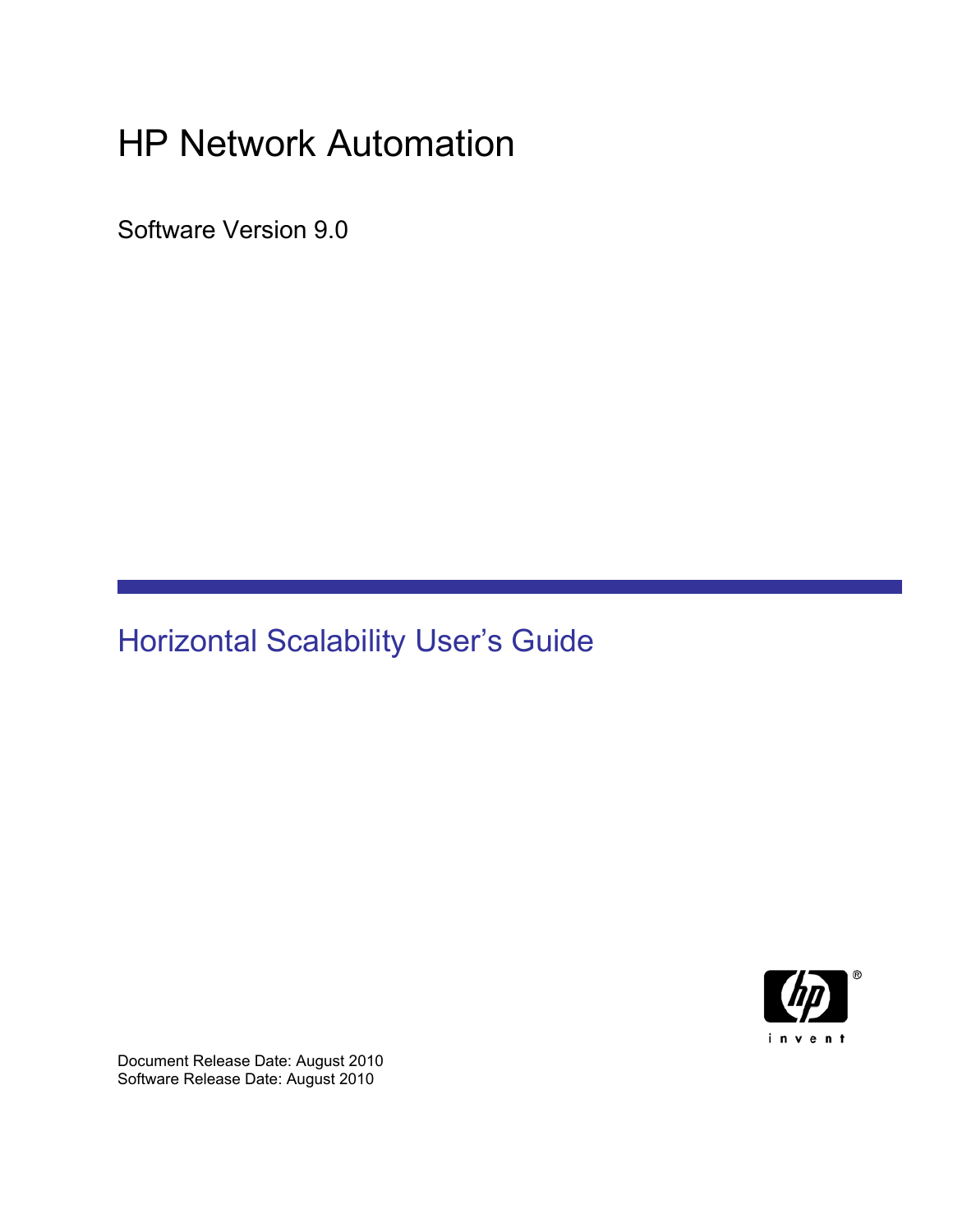# HP Network Automation

Software Version 9.0

## Horizontal Scalability User's Guide

Document Release Date: August 2010
Software Release Date: August 2010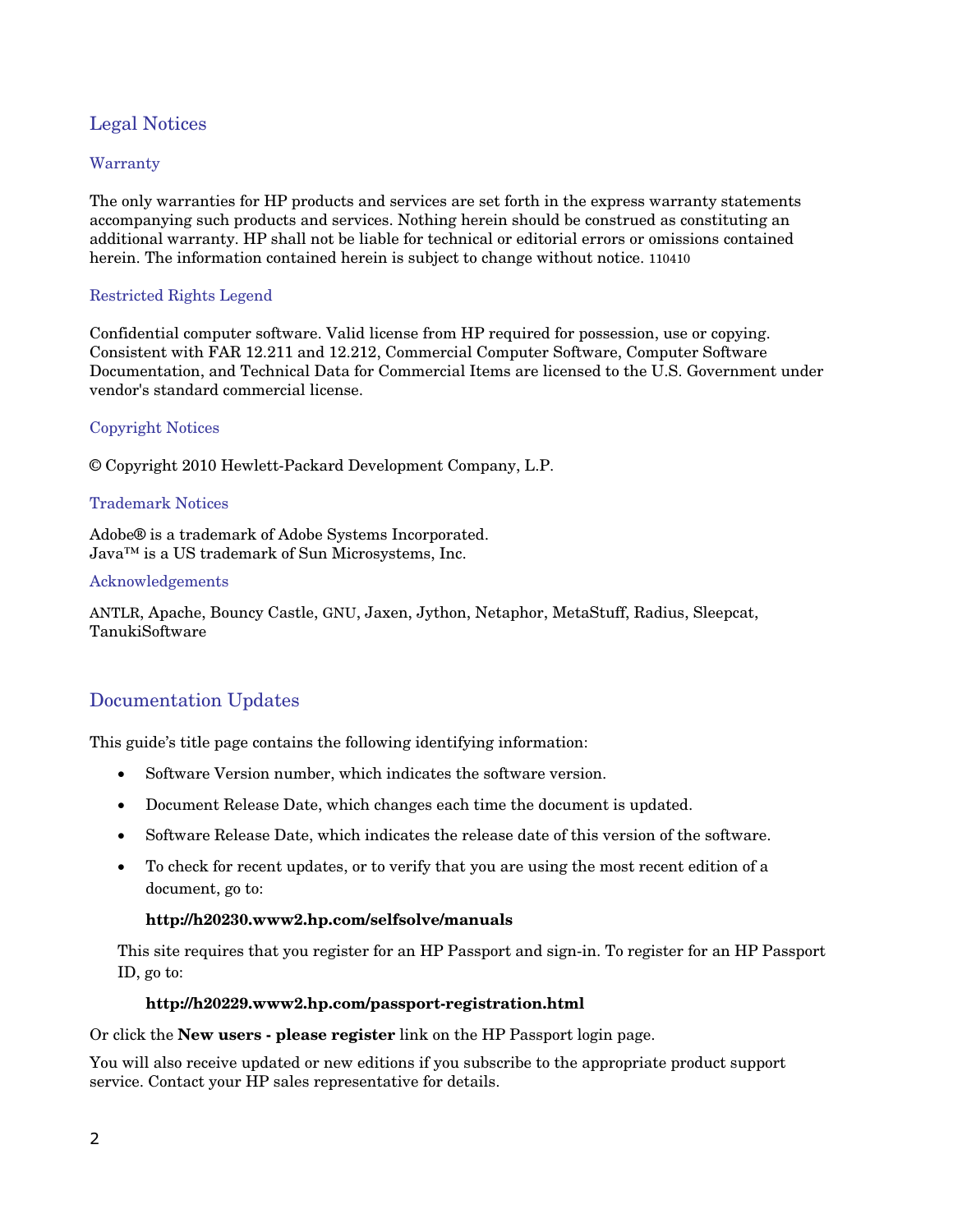## Legal Notices

### Warranty

The only warranties for HP products and services are set forth in the express warranty statements accompanying such products and services. Nothing herein should be construed as constituting an additional warranty. HP shall not be liable for technical or editorial errors or omissions contained herein. The information contained herein is subject to change without notice. 110410

### Restricted Rights Legend

Confidential computer software. Valid license from HP required for possession, use or copying. Consistent with FAR 12.211 and 12.212, Commercial Computer Software, Computer Software Documentation, and Technical Data for Commercial Items are licensed to the U.S. Government under vendor's standard commercial license.

### Copyright Notices

© Copyright 2010 Hewlett-Packard Development Company, L.P.

### Trademark Notices

Adobe® is a trademark of Adobe Systems Incorporated.
Java™ is a US trademark of Sun Microsystems, Inc.

### Acknowledgements

ANTLR, Apache, Bouncy Castle, GNU, Jaxen, Jython, Netaphor, MetaStuff, Radius, Sleepcat, TanukiSoftware

## Documentation Updates

This guide's title page contains the following identifying information:

- Software Version number, which indicates the software version.
- Document Release Date, which changes each time the document is updated.
- Software Release Date, which indicates the release date of this version of the software.
- To check for recent updates, or to verify that you are using the most recent edition of a document, go to:

  **http://h20230.www2.hp.com/selfsolve/manuals**

  This site requires that you register for an HP Passport and sign-in. To register for an HP Passport ID, go to:

  **http://h20229.www2.hp.com/passport-registration.html**

Or click the **New users - please register** link on the HP Passport login page.

You will also receive updated or new editions if you subscribe to the appropriate product support service. Contact your HP sales representative for details.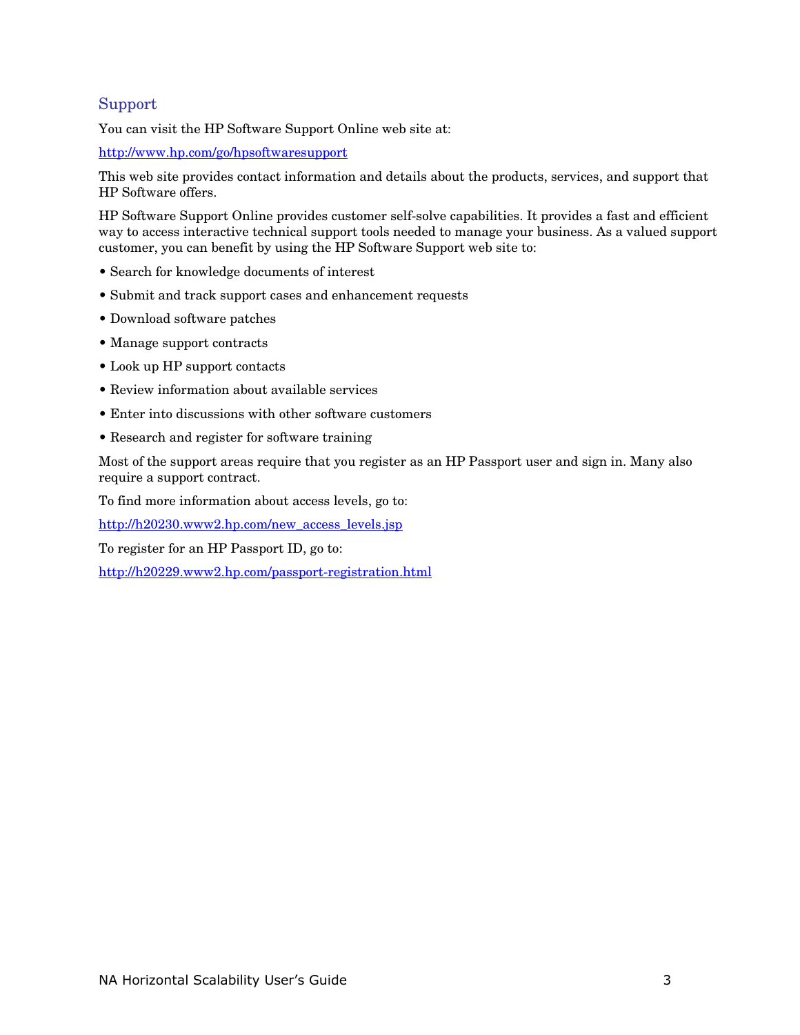## Support

You can visit the HP Software Support Online web site at:

http://www.hp.com/go/hpsoftwaresupport

This web site provides contact information and details about the products, services, and support that HP Software offers.

HP Software Support Online provides customer self-solve capabilities. It provides a fast and efficient way to access interactive technical support tools needed to manage your business. As a valued support customer, you can benefit by using the HP Software Support web site to:

- Search for knowledge documents of interest
- Submit and track support cases and enhancement requests
- Download software patches
- Manage support contracts
- Look up HP support contacts
- Review information about available services
- Enter into discussions with other software customers
- Research and register for software training

Most of the support areas require that you register as an HP Passport user and sign in. Many also require a support contract.

To find more information about access levels, go to:

http://h20230.www2.hp.com/new_access_levels.jsp

To register for an HP Passport ID, go to:

http://h20229.www2.hp.com/passport-registration.html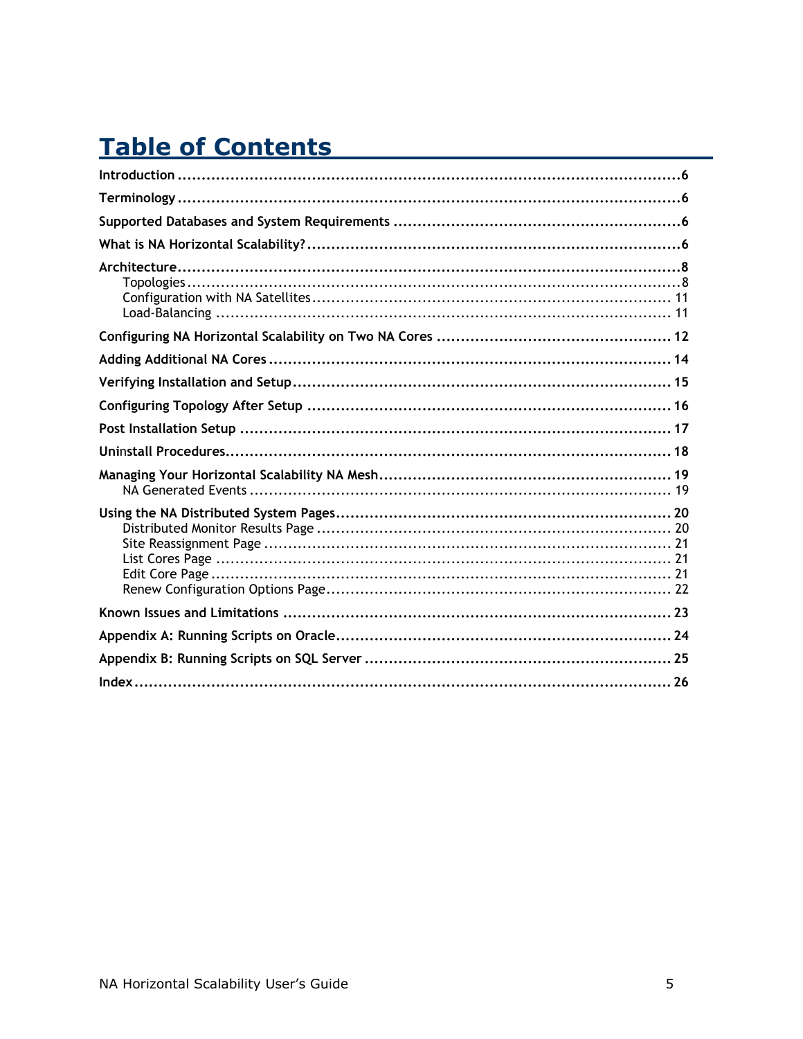# Table of Contents

**Introduction** ............ 6

**Terminology** ............ 6

**Supported Databases and System Requirements** ............ 6

**What is NA Horizontal Scalability?** ............ 6

**Architecture** ............ 8
- Topologies ............ 8
- Configuration with NA Satellites ............ 11
- Load-Balancing ............ 11

**Configuring NA Horizontal Scalability on Two NA Cores** ............ 12

**Adding Additional NA Cores** ............ 14

**Verifying Installation and Setup** ............ 15

**Configuring Topology After Setup** ............ 16

**Post Installation Setup** ............ 17

**Uninstall Procedures** ............ 18

**Managing Your Horizontal Scalability NA Mesh** ............ 19
- NA Generated Events ............ 19

**Using the NA Distributed System Pages** ............ 20
- Distributed Monitor Results Page ............ 20
- Site Reassignment Page ............ 21
- List Cores Page ............ 21
- Edit Core Page ............ 21
- Renew Configuration Options Page ............ 22

**Known Issues and Limitations** ............ 23

**Appendix A: Running Scripts on Oracle** ............ 24

**Appendix B: Running Scripts on SQL Server** ............ 25

**Index** ............ 26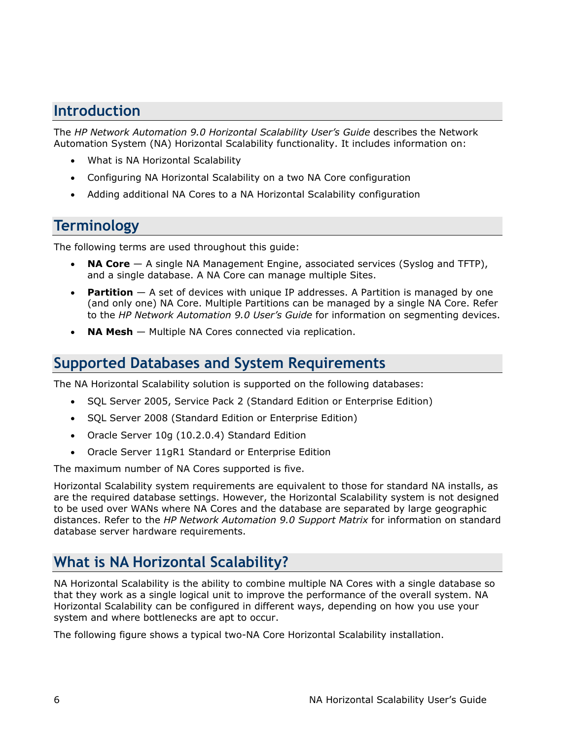## Introduction

The *HP Network Automation 9.0 Horizontal Scalability User's Guide* describes the Network Automation System (NA) Horizontal Scalability functionality. It includes information on:

- What is NA Horizontal Scalability
- Configuring NA Horizontal Scalability on a two NA Core configuration
- Adding additional NA Cores to a NA Horizontal Scalability configuration

## Terminology

The following terms are used throughout this guide:

- **NA Core** — A single NA Management Engine, associated services (Syslog and TFTP), and a single database. A NA Core can manage multiple Sites.
- **Partition** — A set of devices with unique IP addresses. A Partition is managed by one (and only one) NA Core. Multiple Partitions can be managed by a single NA Core. Refer to the *HP Network Automation 9.0 User's Guide* for information on segmenting devices.
- **NA Mesh** — Multiple NA Cores connected via replication.

## Supported Databases and System Requirements

The NA Horizontal Scalability solution is supported on the following databases:

- SQL Server 2005, Service Pack 2 (Standard Edition or Enterprise Edition)
- SQL Server 2008 (Standard Edition or Enterprise Edition)
- Oracle Server 10g (10.2.0.4) Standard Edition
- Oracle Server 11gR1 Standard or Enterprise Edition

The maximum number of NA Cores supported is five.

Horizontal Scalability system requirements are equivalent to those for standard NA installs, as are the required database settings. However, the Horizontal Scalability system is not designed to be used over WANs where NA Cores and the database are separated by large geographic distances. Refer to the *HP Network Automation 9.0 Support Matrix* for information on standard database server hardware requirements.

## What is NA Horizontal Scalability?

NA Horizontal Scalability is the ability to combine multiple NA Cores with a single database so that they work as a single logical unit to improve the performance of the overall system. NA Horizontal Scalability can be configured in different ways, depending on how you use your system and where bottlenecks are apt to occur.

The following figure shows a typical two-NA Core Horizontal Scalability installation.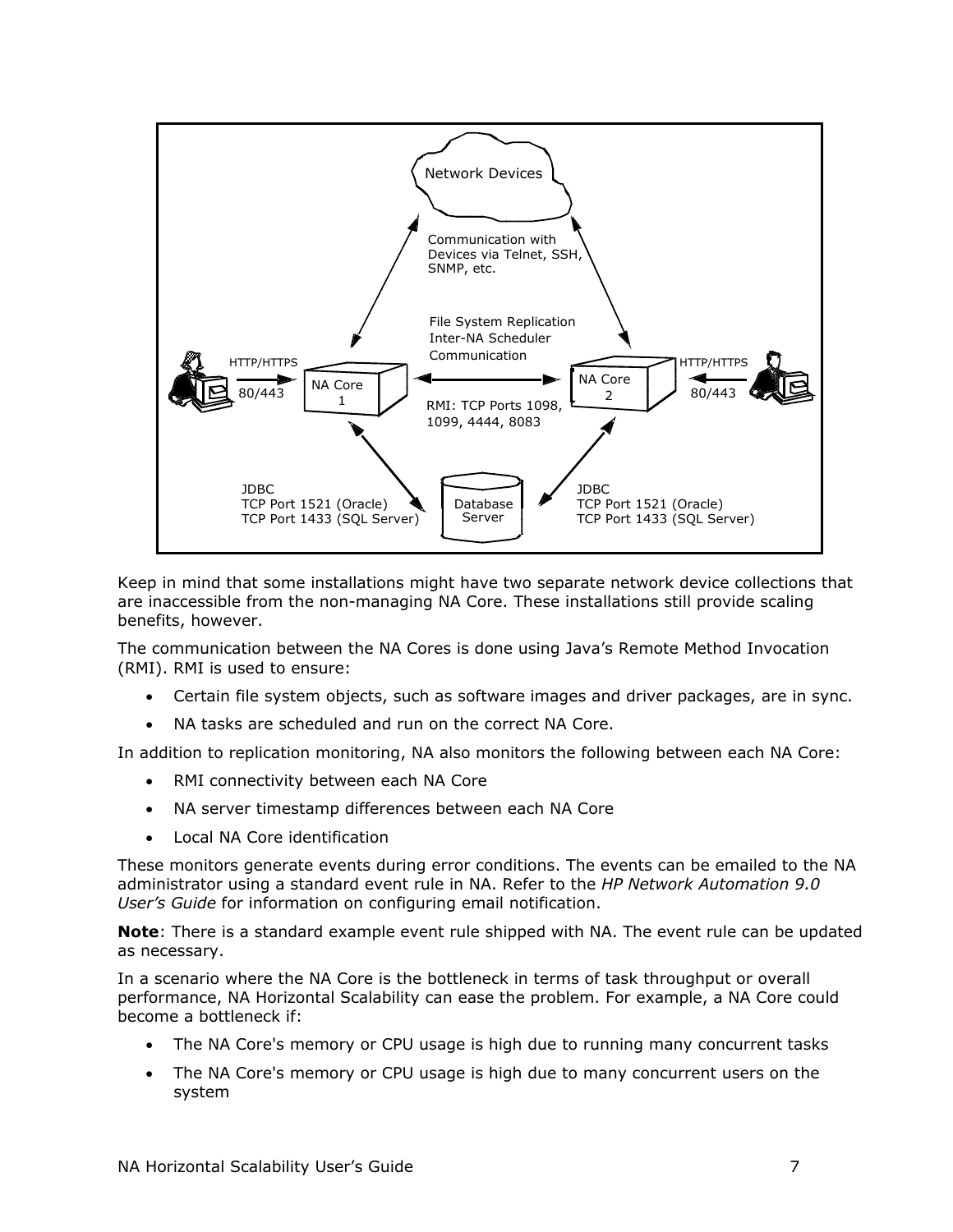Keep in mind that some installations might have two separate network device collections that are inaccessible from the non-managing NA Core. These installations still provide scaling benefits, however.

The communication between the NA Cores is done using Java's Remote Method Invocation (RMI). RMI is used to ensure:

- Certain file system objects, such as software images and driver packages, are in sync.
- NA tasks are scheduled and run on the correct NA Core.

In addition to replication monitoring, NA also monitors the following between each NA Core:

- RMI connectivity between each NA Core
- NA server timestamp differences between each NA Core
- Local NA Core identification

These monitors generate events during error conditions. The events can be emailed to the NA administrator using a standard event rule in NA. Refer to the *HP Network Automation 9.0 User's Guide* for information on configuring email notification.

**Note**: There is a standard example event rule shipped with NA. The event rule can be updated as necessary.

In a scenario where the NA Core is the bottleneck in terms of task throughput or overall performance, NA Horizontal Scalability can ease the problem. For example, a NA Core could become a bottleneck if:

- The NA Core's memory or CPU usage is high due to running many concurrent tasks
- The NA Core's memory or CPU usage is high due to many concurrent users on the system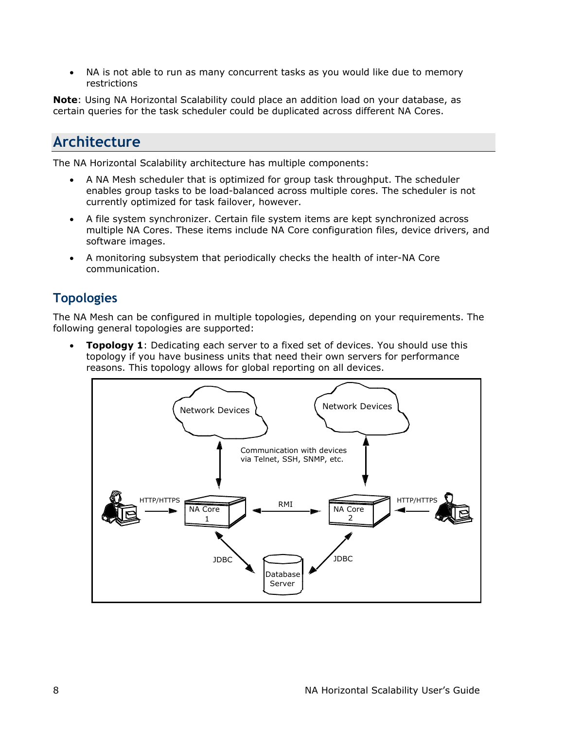- NA is not able to run as many concurrent tasks as you would like due to memory restrictions

**Note**: Using NA Horizontal Scalability could place an addition load on your database, as certain queries for the task scheduler could be duplicated across different NA Cores.

## Architecture

The NA Horizontal Scalability architecture has multiple components:

- A NA Mesh scheduler that is optimized for group task throughput. The scheduler enables group tasks to be load-balanced across multiple cores. The scheduler is not currently optimized for task failover, however.
- A file system synchronizer. Certain file system items are kept synchronized across multiple NA Cores. These items include NA Core configuration files, device drivers, and software images.
- A monitoring subsystem that periodically checks the health of inter-NA Core communication.

### Topologies

The NA Mesh can be configured in multiple topologies, depending on your requirements. The following general topologies are supported:

- **Topology 1**: Dedicating each server to a fixed set of devices. You should use this topology if you have business units that need their own servers for performance reasons. This topology allows for global reporting on all devices.

Network Devices | Network Devices

Communication with devices via Telnet, SSH, SNMP, etc.

HTTP/HTTPS | NA Core 1 | RMI | NA Core 2 | HTTP/HTTPS

JDBC | Database Server | JDBC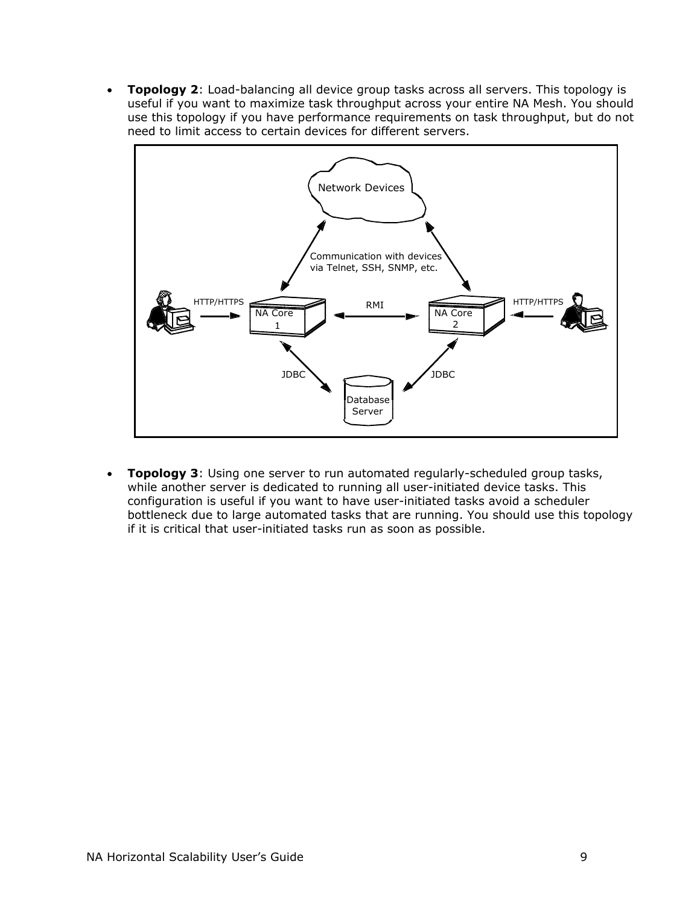- **Topology 2**: Load-balancing all device group tasks across all servers. This topology is useful if you want to maximize task throughput across your entire NA Mesh. You should use this topology if you have performance requirements on task throughput, but do not need to limit access to certain devices for different servers.

- **Topology 3**: Using one server to run automated regularly-scheduled group tasks, while another server is dedicated to running all user-initiated device tasks. This configuration is useful if you want to have user-initiated tasks avoid a scheduler bottleneck due to large automated tasks that are running. You should use this topology if it is critical that user-initiated tasks run as soon as possible.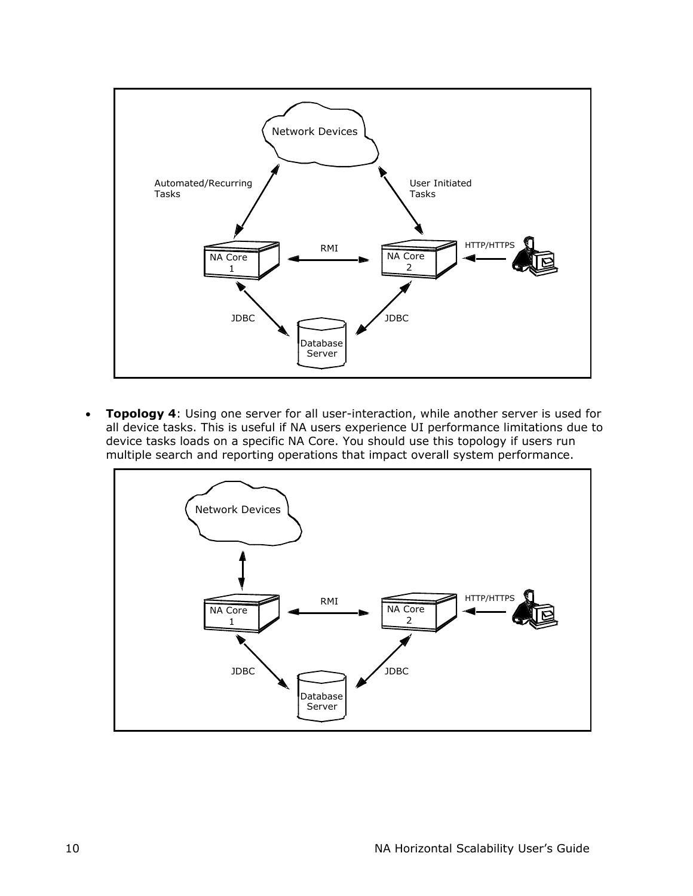- **Topology 4**: Using one server for all user-interaction, while another server is used for all device tasks. This is useful if NA users experience UI performance limitations due to device tasks loads on a specific NA Core. You should use this topology if users run multiple search and reporting operations that impact overall system performance.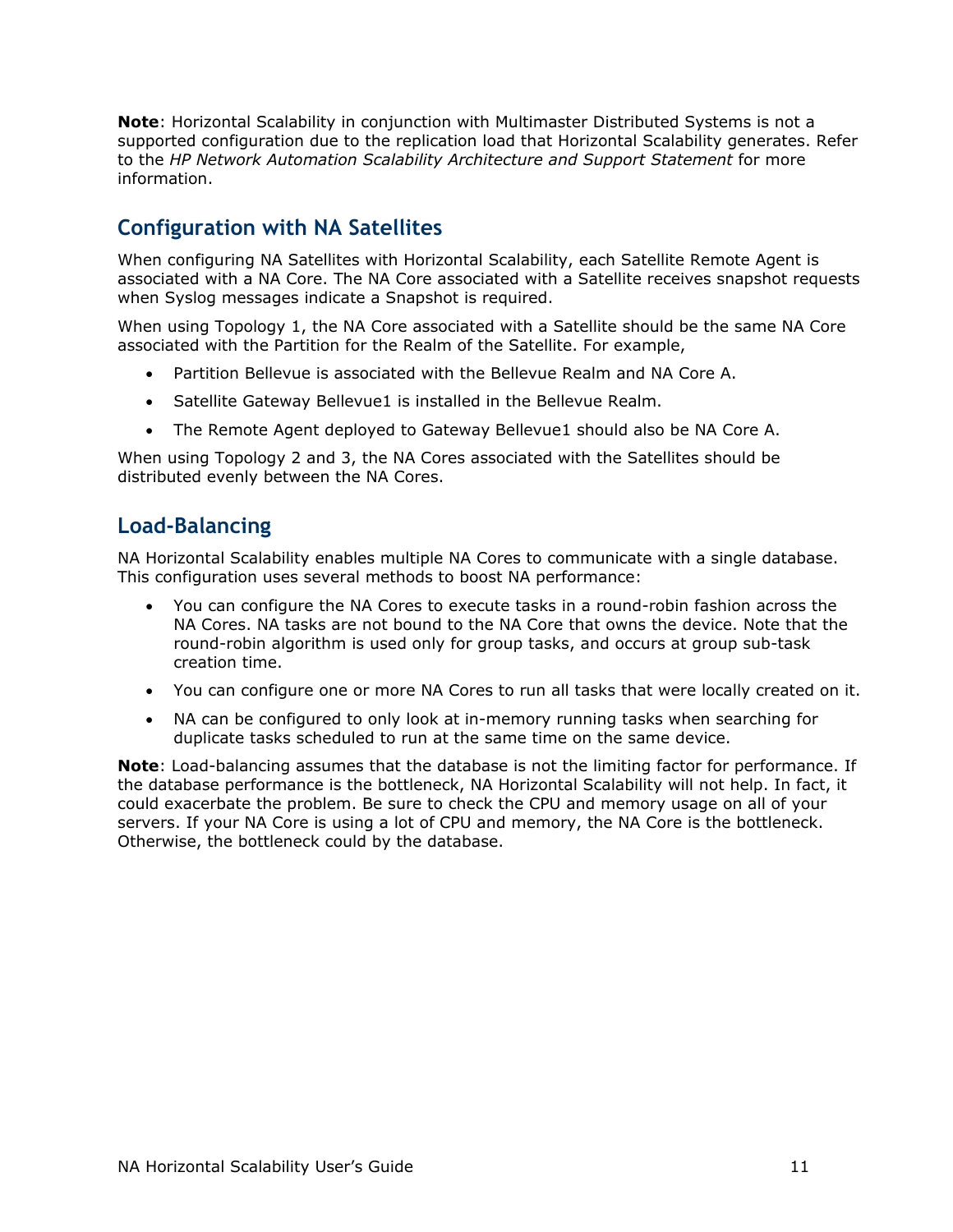**Note**: Horizontal Scalability in conjunction with Multimaster Distributed Systems is not a supported configuration due to the replication load that Horizontal Scalability generates. Refer to the *HP Network Automation Scalability Architecture and Support Statement* for more information.

## Configuration with NA Satellites

When configuring NA Satellites with Horizontal Scalability, each Satellite Remote Agent is associated with a NA Core. The NA Core associated with a Satellite receives snapshot requests when Syslog messages indicate a Snapshot is required.

When using Topology 1, the NA Core associated with a Satellite should be the same NA Core associated with the Partition for the Realm of the Satellite. For example,

- Partition Bellevue is associated with the Bellevue Realm and NA Core A.
- Satellite Gateway Bellevue1 is installed in the Bellevue Realm.
- The Remote Agent deployed to Gateway Bellevue1 should also be NA Core A.

When using Topology 2 and 3, the NA Cores associated with the Satellites should be distributed evenly between the NA Cores.

## Load-Balancing

NA Horizontal Scalability enables multiple NA Cores to communicate with a single database. This configuration uses several methods to boost NA performance:

- You can configure the NA Cores to execute tasks in a round-robin fashion across the NA Cores. NA tasks are not bound to the NA Core that owns the device. Note that the round-robin algorithm is used only for group tasks, and occurs at group sub-task creation time.
- You can configure one or more NA Cores to run all tasks that were locally created on it.
- NA can be configured to only look at in-memory running tasks when searching for duplicate tasks scheduled to run at the same time on the same device.

**Note**: Load-balancing assumes that the database is not the limiting factor for performance. If the database performance is the bottleneck, NA Horizontal Scalability will not help. In fact, it could exacerbate the problem. Be sure to check the CPU and memory usage on all of your servers. If your NA Core is using a lot of CPU and memory, the NA Core is the bottleneck. Otherwise, the bottleneck could by the database.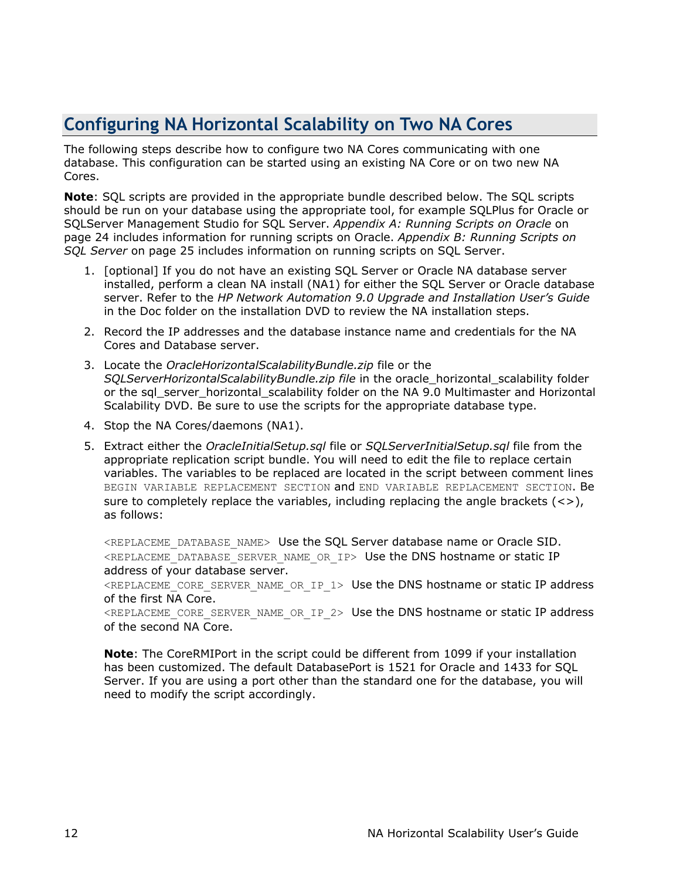## Configuring NA Horizontal Scalability on Two NA Cores

The following steps describe how to configure two NA Cores communicating with one database. This configuration can be started using an existing NA Core or on two new NA Cores.

**Note**: SQL scripts are provided in the appropriate bundle described below. The SQL scripts should be run on your database using the appropriate tool, for example SQLPlus for Oracle or SQLServer Management Studio for SQL Server. *Appendix A: Running Scripts on Oracle* on page 24 includes information for running scripts on Oracle. *Appendix B: Running Scripts on SQL Server* on page 25 includes information on running scripts on SQL Server.

1. [optional] If you do not have an existing SQL Server or Oracle NA database server installed, perform a clean NA install (NA1) for either the SQL Server or Oracle database server. Refer to the *HP Network Automation 9.0 Upgrade and Installation User's Guide* in the Doc folder on the installation DVD to review the NA installation steps.
2. Record the IP addresses and the database instance name and credentials for the NA Cores and Database server.
3. Locate the *OracleHorizontalScalabilityBundle.zip* file or the *SQLServerHorizontalScalabilityBundle.zip file* in the oracle_horizontal_scalability folder or the sql_server_horizontal_scalability folder on the NA 9.0 Multimaster and Horizontal Scalability DVD. Be sure to use the scripts for the appropriate database type.
4. Stop the NA Cores/daemons (NA1).
5. Extract either the *OracleInitialSetup.sql* file or *SQLServerInitialSetup.sql* file from the appropriate replication script bundle. You will need to edit the file to replace certain variables. The variables to be replaced are located in the script between comment lines `BEGIN VARIABLE REPLACEMENT SECTION` and `END VARIABLE REPLACEMENT SECTION`. Be sure to completely replace the variables, including replacing the angle brackets (<>), as follows:

   `<REPLACEME_DATABASE_NAME>` Use the SQL Server database name or Oracle SID.
   `<REPLACEME_DATABASE_SERVER_NAME_OR_IP>` Use the DNS hostname or static IP address of your database server.
   `<REPLACEME_CORE_SERVER_NAME_OR_IP_1>` Use the DNS hostname or static IP address of the first NA Core.
   `<REPLACEME_CORE_SERVER_NAME_OR_IP_2>` Use the DNS hostname or static IP address of the second NA Core.

   **Note**: The CoreRMIPort in the script could be different from 1099 if your installation has been customized. The default DatabasePort is 1521 for Oracle and 1433 for SQL Server. If you are using a port other than the standard one for the database, you will need to modify the script accordingly.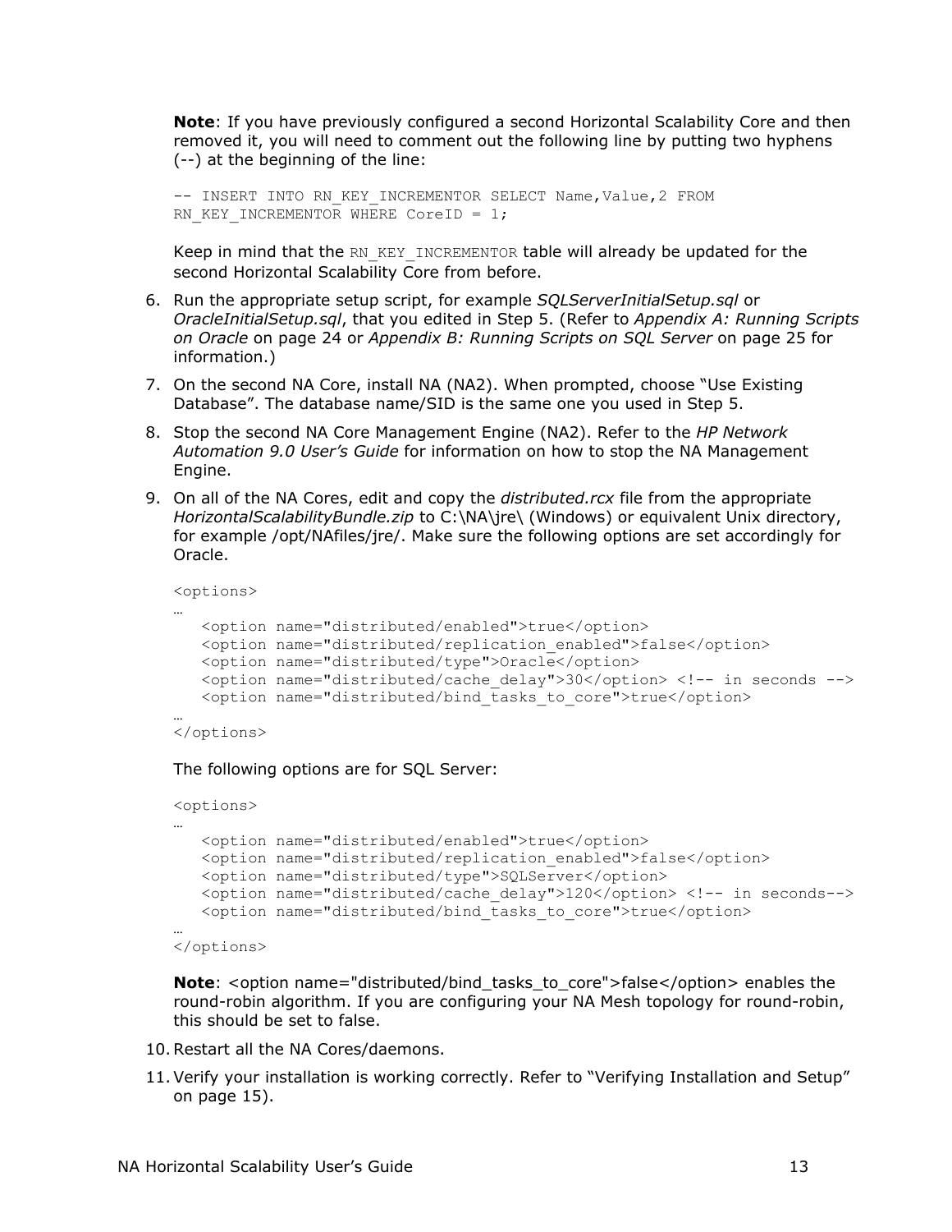**Note**: If you have previously configured a second Horizontal Scalability Core and then removed it, you will need to comment out the following line by putting two hyphens (--) at the beginning of the line:

```
-- INSERT INTO RN_KEY_INCREMENTOR SELECT Name,Value,2 FROM
RN_KEY_INCREMENTOR WHERE CoreID = 1;
```

Keep in mind that the `RN_KEY_INCREMENTOR` table will already be updated for the second Horizontal Scalability Core from before.

6. Run the appropriate setup script, for example *SQLServerInitialSetup.sql* or *OracleInitialSetup.sql*, that you edited in Step 5. (Refer to *Appendix A: Running Scripts on Oracle* on page 24 or *Appendix B: Running Scripts on SQL Server* on page 25 for information.)
7. On the second NA Core, install NA (NA2). When prompted, choose "Use Existing Database". The database name/SID is the same one you used in Step 5.
8. Stop the second NA Core Management Engine (NA2). Refer to the *HP Network Automation 9.0 User's Guide* for information on how to stop the NA Management Engine.
9. On all of the NA Cores, edit and copy the *distributed.rcx* file from the appropriate *HorizontalScalabilityBundle.zip* to C:\NA\jre\ (Windows) or equivalent Unix directory, for example /opt/NAfiles/jre/. Make sure the following options are set accordingly for Oracle.

   ```
   <options>
   …
      <option name="distributed/enabled">true</option>
      <option name="distributed/replication_enabled">false</option>
      <option name="distributed/type">Oracle</option>
      <option name="distributed/cache_delay">30</option> <!-- in seconds -->
      <option name="distributed/bind_tasks_to_core">true</option>
   …
   </options>
   ```

   The following options are for SQL Server:

   ```
   <options>
   …
      <option name="distributed/enabled">true</option>
      <option name="distributed/replication_enabled">false</option>
      <option name="distributed/type">SQLServer</option>
      <option name="distributed/cache_delay">120</option> <!-- in seconds-->
      <option name="distributed/bind_tasks_to_core">true</option>
   …
   </options>
   ```

   **Note**: <option name="distributed/bind_tasks_to_core">false</option> enables the round-robin algorithm. If you are configuring your NA Mesh topology for round-robin, this should be set to false.

10. Restart all the NA Cores/daemons.
11. Verify your installation is working correctly. Refer to "Verifying Installation and Setup" on page 15).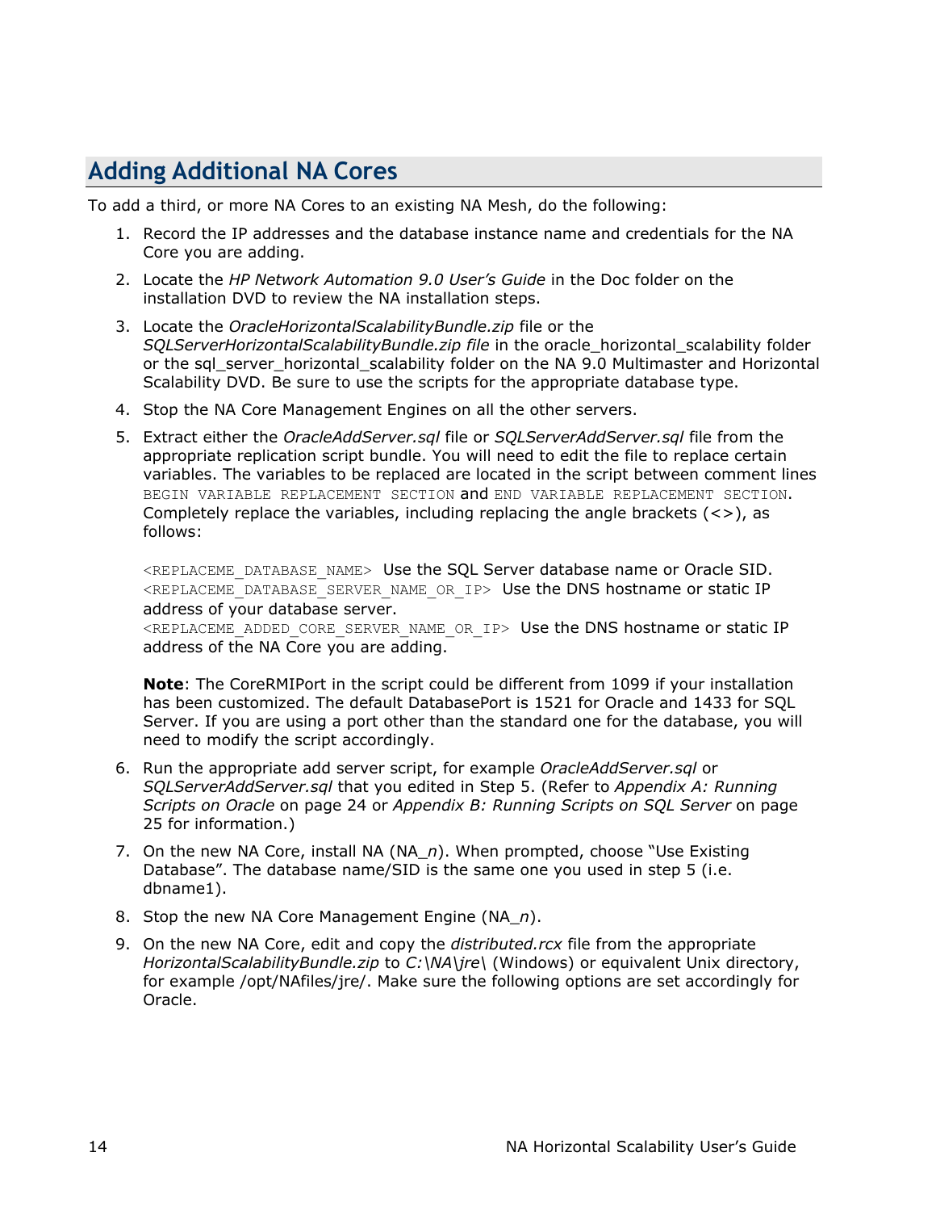## Adding Additional NA Cores

To add a third, or more NA Cores to an existing NA Mesh, do the following:

1. Record the IP addresses and the database instance name and credentials for the NA Core you are adding.
2. Locate the *HP Network Automation 9.0 User's Guide* in the Doc folder on the installation DVD to review the NA installation steps.
3. Locate the *OracleHorizontalScalabilityBundle.zip* file or the *SQLServerHorizontalScalabilityBundle.zip file* in the oracle_horizontal_scalability folder or the sql_server_horizontal_scalability folder on the NA 9.0 Multimaster and Horizontal Scalability DVD. Be sure to use the scripts for the appropriate database type.
4. Stop the NA Core Management Engines on all the other servers.
5. Extract either the *OracleAddServer.sql* file or *SQLServerAddServer.sql* file from the appropriate replication script bundle. You will need to edit the file to replace certain variables. The variables to be replaced are located in the script between comment lines `BEGIN VARIABLE REPLACEMENT SECTION` and `END VARIABLE REPLACEMENT SECTION`. Completely replace the variables, including replacing the angle brackets (<>), as follows:

   `<REPLACEME_DATABASE_NAME>` Use the SQL Server database name or Oracle SID.
   `<REPLACEME_DATABASE_SERVER_NAME_OR_IP>` Use the DNS hostname or static IP address of your database server.
   `<REPLACEME_ADDED_CORE_SERVER_NAME_OR_IP>` Use the DNS hostname or static IP address of the NA Core you are adding.

   **Note**: The CoreRMIPort in the script could be different from 1099 if your installation has been customized. The default DatabasePort is 1521 for Oracle and 1433 for SQL Server. If you are using a port other than the standard one for the database, you will need to modify the script accordingly.

6. Run the appropriate add server script, for example *OracleAddServer.sql* or *SQLServerAddServer.sql* that you edited in Step 5. (Refer to *Appendix A: Running Scripts on Oracle* on page 24 or *Appendix B: Running Scripts on SQL Server* on page 25 for information.)
7. On the new NA Core, install NA (NA_*n*). When prompted, choose "Use Existing Database". The database name/SID is the same one you used in step 5 (i.e. dbname1).
8. Stop the new NA Core Management Engine (NA_*n*).
9. On the new NA Core, edit and copy the *distributed.rcx* file from the appropriate *HorizontalScalabilityBundle.zip* to *C:\NA\jre\* (Windows) or equivalent Unix directory, for example /opt/NAfiles/jre/. Make sure the following options are set accordingly for Oracle.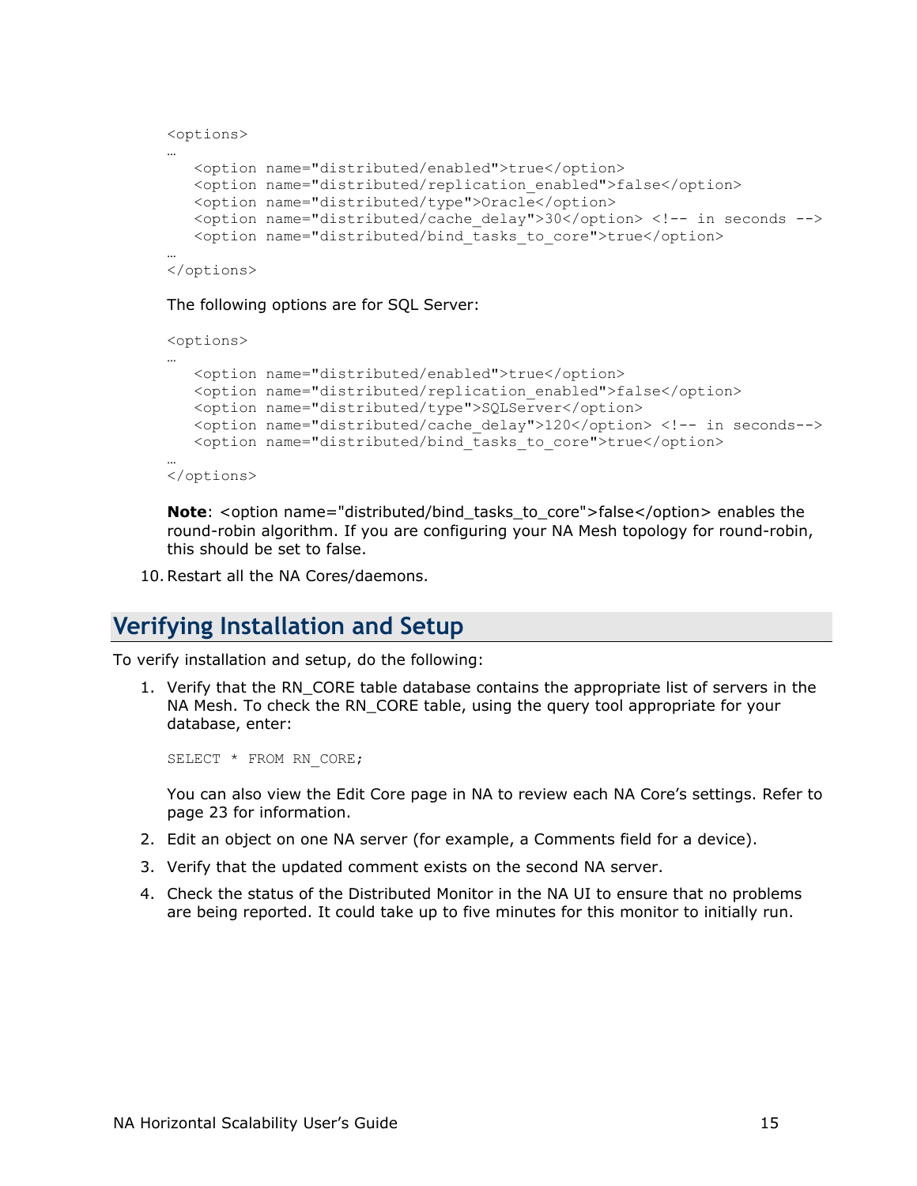```
<options>
…
   <option name="distributed/enabled">true</option>
   <option name="distributed/replication_enabled">false</option>
   <option name="distributed/type">Oracle</option>
   <option name="distributed/cache_delay">30</option> <!-- in seconds -->
   <option name="distributed/bind_tasks_to_core">true</option>
…
</options>
```

The following options are for SQL Server:

```
<options>
…
   <option name="distributed/enabled">true</option>
   <option name="distributed/replication_enabled">false</option>
   <option name="distributed/type">SQLServer</option>
   <option name="distributed/cache_delay">120</option> <!-- in seconds-->
   <option name="distributed/bind_tasks_to_core">true</option>
…
</options>
```

**Note**: <option name="distributed/bind_tasks_to_core">false</option> enables the round-robin algorithm. If you are configuring your NA Mesh topology for round-robin, this should be set to false.

10. Restart all the NA Cores/daemons.

## Verifying Installation and Setup

To verify installation and setup, do the following:

1. Verify that the RN_CORE table database contains the appropriate list of servers in the NA Mesh. To check the RN_CORE table, using the query tool appropriate for your database, enter:

   ```
   SELECT * FROM RN_CORE;
   ```

   You can also view the Edit Core page in NA to review each NA Core's settings. Refer to page 23 for information.

2. Edit an object on one NA server (for example, a Comments field for a device).
3. Verify that the updated comment exists on the second NA server.
4. Check the status of the Distributed Monitor in the NA UI to ensure that no problems are being reported. It could take up to five minutes for this monitor to initially run.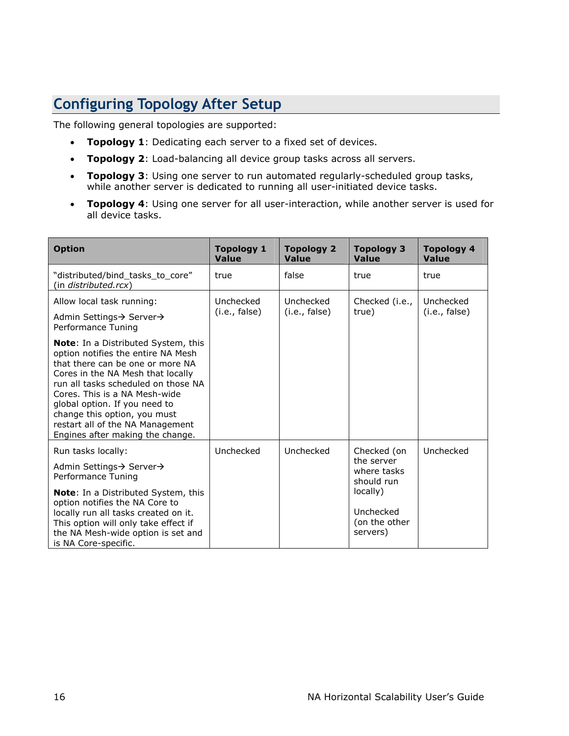## Configuring Topology After Setup

The following general topologies are supported:

- **Topology 1**: Dedicating each server to a fixed set of devices.
- **Topology 2**: Load-balancing all device group tasks across all servers.
- **Topology 3**: Using one server to run automated regularly-scheduled group tasks, while another server is dedicated to running all user-initiated device tasks.
- **Topology 4**: Using one server for all user-interaction, while another server is used for all device tasks.

| Option | Topology 1 Value | Topology 2 Value | Topology 3 Value | Topology 4 Value |
|---|---|---|---|---|
| "distributed/bind_tasks_to_core" (in *distributed.rcx*) | true | false | true | true |
| Allow local task running:<br><br>Admin Settings→ Server→ Performance Tuning<br><br>**Note**: In a Distributed System, this option notifies the entire NA Mesh that there can be one or more NA Cores in the NA Mesh that locally run all tasks scheduled on those NA Cores. This is a NA Mesh-wide global option. If you need to change this option, you must restart all of the NA Management Engines after making the change. | Unchecked (i.e., false) | Unchecked (i.e., false) | Checked (i.e., true) | Unchecked (i.e., false) |
| Run tasks locally:<br><br>Admin Settings→ Server→ Performance Tuning<br><br>**Note**: In a Distributed System, this option notifies the NA Core to locally run all tasks created on it. This option will only take effect if the NA Mesh-wide option is set and is NA Core-specific. | Unchecked | Unchecked | Checked (on the server where tasks should run locally)<br><br>Unchecked (on the other servers) | Unchecked |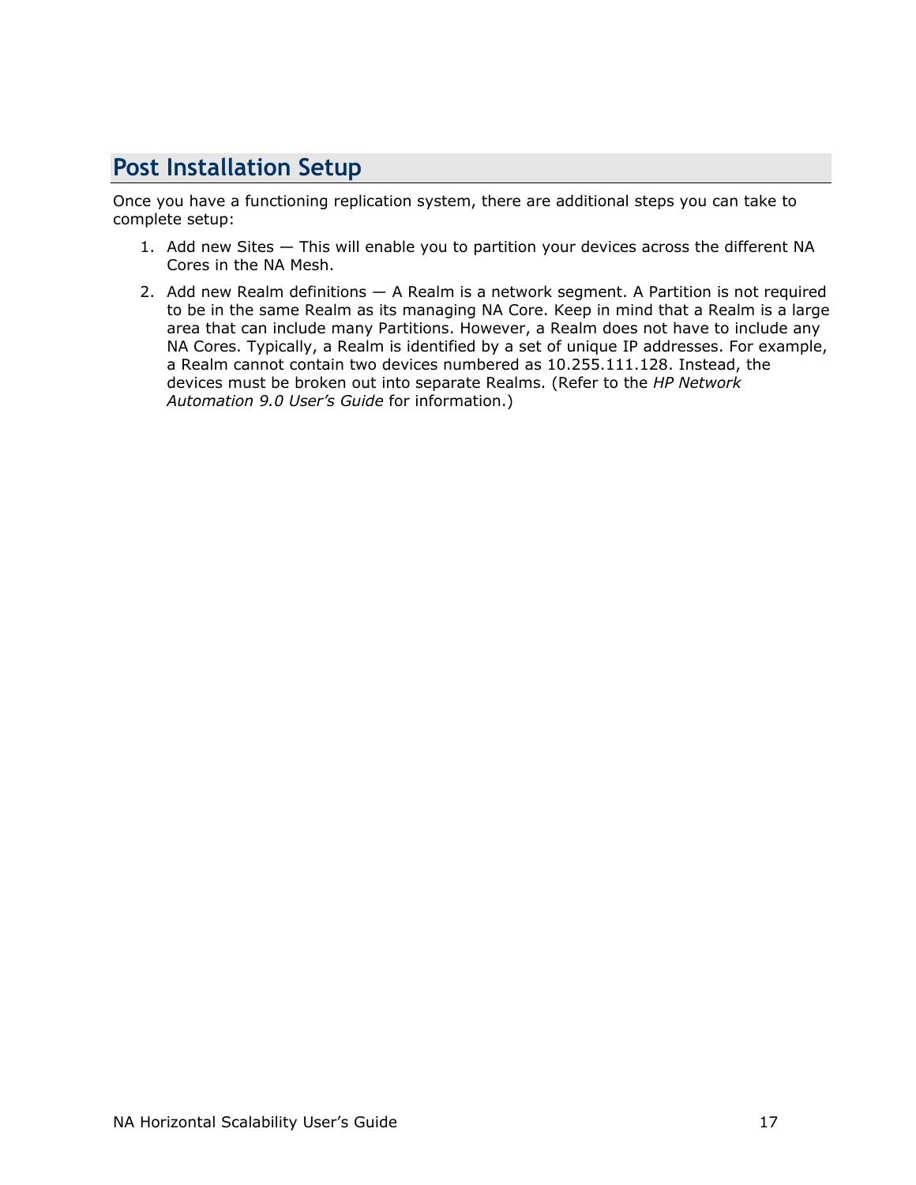## Post Installation Setup

Once you have a functioning replication system, there are additional steps you can take to complete setup:

1. Add new Sites — This will enable you to partition your devices across the different NA Cores in the NA Mesh.
2. Add new Realm definitions — A Realm is a network segment. A Partition is not required to be in the same Realm as its managing NA Core. Keep in mind that a Realm is a large area that can include many Partitions. However, a Realm does not have to include any NA Cores. Typically, a Realm is identified by a set of unique IP addresses. For example, a Realm cannot contain two devices numbered as 10.255.111.128. Instead, the devices must be broken out into separate Realms. (Refer to the *HP Network Automation 9.0 User's Guide* for information.)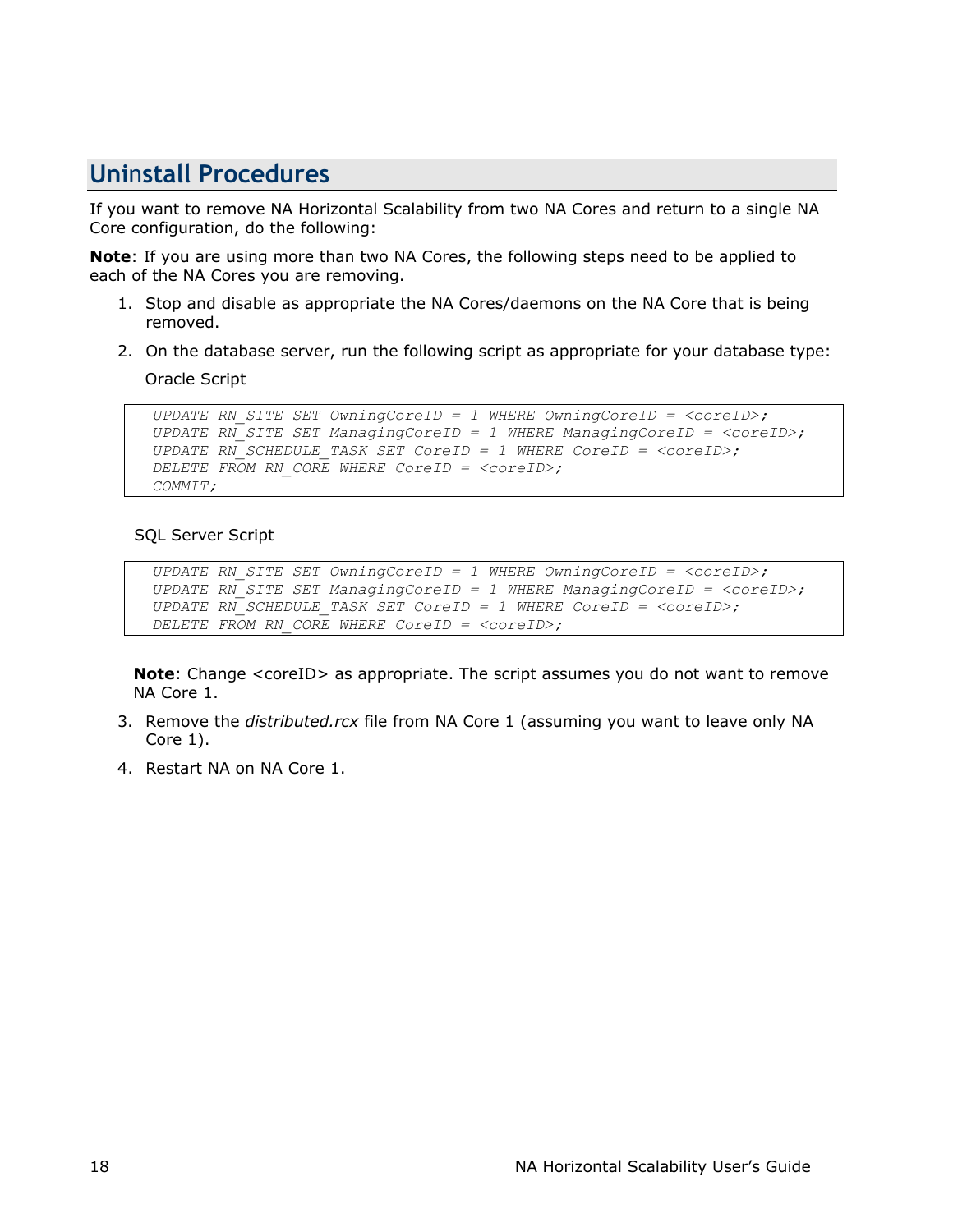## Uninstall Procedures

If you want to remove NA Horizontal Scalability from two NA Cores and return to a single NA Core configuration, do the following:

**Note**: If you are using more than two NA Cores, the following steps need to be applied to each of the NA Cores you are removing.

1. Stop and disable as appropriate the NA Cores/daemons on the NA Core that is being removed.
2. On the database server, run the following script as appropriate for your database type:

   Oracle Script

```
UPDATE RN_SITE SET OwningCoreID = 1 WHERE OwningCoreID = <coreID>;
UPDATE RN_SITE SET ManagingCoreID = 1 WHERE ManagingCoreID = <coreID>;
UPDATE RN_SCHEDULE_TASK SET CoreID = 1 WHERE CoreID = <coreID>;
DELETE FROM RN_CORE WHERE CoreID = <coreID>;
COMMIT;
```

   SQL Server Script

```
UPDATE RN_SITE SET OwningCoreID = 1 WHERE OwningCoreID = <coreID>;
UPDATE RN_SITE SET ManagingCoreID = 1 WHERE ManagingCoreID = <coreID>;
UPDATE RN_SCHEDULE_TASK SET CoreID = 1 WHERE CoreID = <coreID>;
DELETE FROM RN_CORE WHERE CoreID = <coreID>;
```

   **Note**: Change <coreID> as appropriate. The script assumes you do not want to remove NA Core 1.

3. Remove the *distributed.rcx* file from NA Core 1 (assuming you want to leave only NA Core 1).
4. Restart NA on NA Core 1.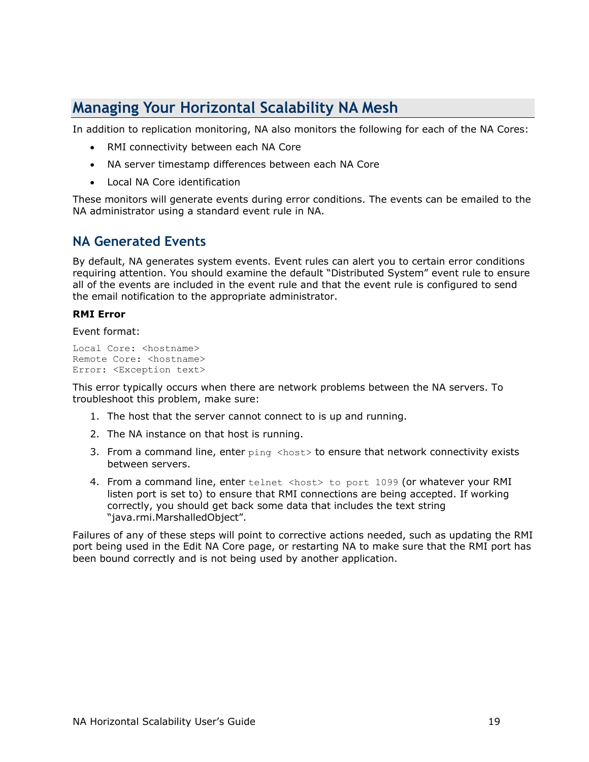## Managing Your Horizontal Scalability NA Mesh

In addition to replication monitoring, NA also monitors the following for each of the NA Cores:

- RMI connectivity between each NA Core
- NA server timestamp differences between each NA Core
- Local NA Core identification

These monitors will generate events during error conditions. The events can be emailed to the NA administrator using a standard event rule in NA.

### NA Generated Events

By default, NA generates system events. Event rules can alert you to certain error conditions requiring attention. You should examine the default "Distributed System" event rule to ensure all of the events are included in the event rule and that the event rule is configured to send the email notification to the appropriate administrator.

**RMI Error**

Event format:

```
Local Core: <hostname>
Remote Core: <hostname>
Error: <Exception text>
```

This error typically occurs when there are network problems between the NA servers. To troubleshoot this problem, make sure:

1. The host that the server cannot connect to is up and running.
2. The NA instance on that host is running.
3. From a command line, enter `ping <host>` to ensure that network connectivity exists between servers.
4. From a command line, enter `telnet <host> to port 1099` (or whatever your RMI listen port is set to) to ensure that RMI connections are being accepted. If working correctly, you should get back some data that includes the text string "java.rmi.MarshalledObject".

Failures of any of these steps will point to corrective actions needed, such as updating the RMI port being used in the Edit NA Core page, or restarting NA to make sure that the RMI port has been bound correctly and is not being used by another application.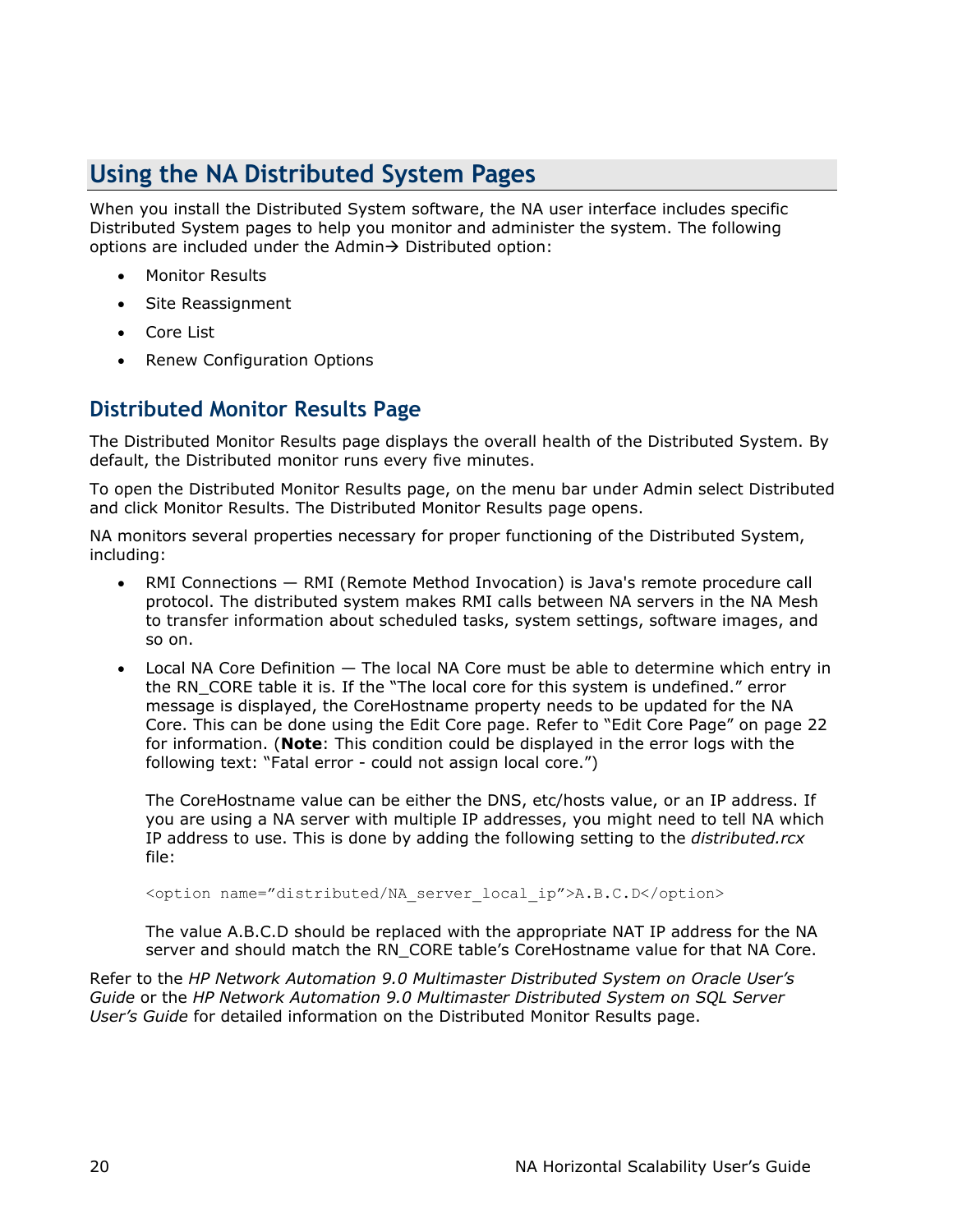# Using the NA Distributed System Pages

When you install the Distributed System software, the NA user interface includes specific Distributed System pages to help you monitor and administer the system. The following options are included under the Admin→ Distributed option:

- Monitor Results
- Site Reassignment
- Core List
- Renew Configuration Options

## Distributed Monitor Results Page

The Distributed Monitor Results page displays the overall health of the Distributed System. By default, the Distributed monitor runs every five minutes.

To open the Distributed Monitor Results page, on the menu bar under Admin select Distributed and click Monitor Results. The Distributed Monitor Results page opens.

NA monitors several properties necessary for proper functioning of the Distributed System, including:

- RMI Connections — RMI (Remote Method Invocation) is Java's remote procedure call protocol. The distributed system makes RMI calls between NA servers in the NA Mesh to transfer information about scheduled tasks, system settings, software images, and so on.
- Local NA Core Definition — The local NA Core must be able to determine which entry in the RN_CORE table it is. If the "The local core for this system is undefined." error message is displayed, the CoreHostname property needs to be updated for the NA Core. This can be done using the Edit Core page. Refer to "Edit Core Page" on page 22 for information. (**Note**: This condition could be displayed in the error logs with the following text: "Fatal error - could not assign local core.")

  The CoreHostname value can be either the DNS, etc/hosts value, or an IP address. If you are using a NA server with multiple IP addresses, you might need to tell NA which IP address to use. This is done by adding the following setting to the *distributed.rcx* file:

  ```
  <option name="distributed/NA_server_local_ip">A.B.C.D</option>
  ```

  The value A.B.C.D should be replaced with the appropriate NAT IP address for the NA server and should match the RN_CORE table's CoreHostname value for that NA Core.

Refer to the *HP Network Automation 9.0 Multimaster Distributed System on Oracle User's Guide* or the *HP Network Automation 9.0 Multimaster Distributed System on SQL Server User's Guide* for detailed information on the Distributed Monitor Results page.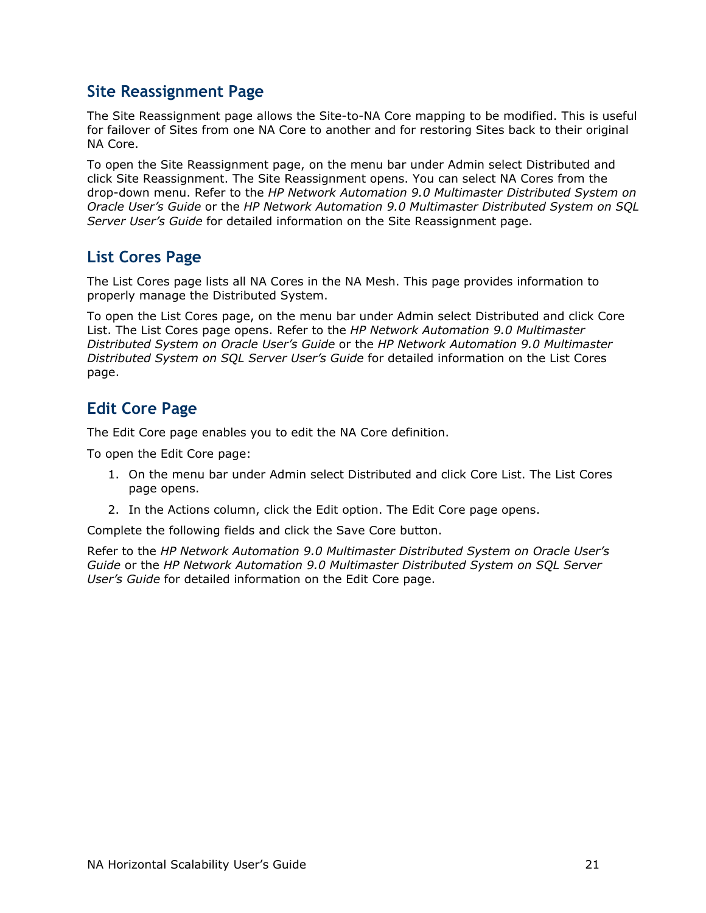## Site Reassignment Page

The Site Reassignment page allows the Site-to-NA Core mapping to be modified. This is useful for failover of Sites from one NA Core to another and for restoring Sites back to their original NA Core.

To open the Site Reassignment page, on the menu bar under Admin select Distributed and click Site Reassignment. The Site Reassignment opens. You can select NA Cores from the drop-down menu. Refer to the *HP Network Automation 9.0 Multimaster Distributed System on Oracle User's Guide* or the *HP Network Automation 9.0 Multimaster Distributed System on SQL Server User's Guide* for detailed information on the Site Reassignment page.

## List Cores Page

The List Cores page lists all NA Cores in the NA Mesh. This page provides information to properly manage the Distributed System.

To open the List Cores page, on the menu bar under Admin select Distributed and click Core List. The List Cores page opens. Refer to the *HP Network Automation 9.0 Multimaster Distributed System on Oracle User's Guide* or the *HP Network Automation 9.0 Multimaster Distributed System on SQL Server User's Guide* for detailed information on the List Cores page.

## Edit Core Page

The Edit Core page enables you to edit the NA Core definition.

To open the Edit Core page:

1. On the menu bar under Admin select Distributed and click Core List. The List Cores page opens.
2. In the Actions column, click the Edit option. The Edit Core page opens.

Complete the following fields and click the Save Core button.

Refer to the *HP Network Automation 9.0 Multimaster Distributed System on Oracle User's Guide* or the *HP Network Automation 9.0 Multimaster Distributed System on SQL Server User's Guide* for detailed information on the Edit Core page.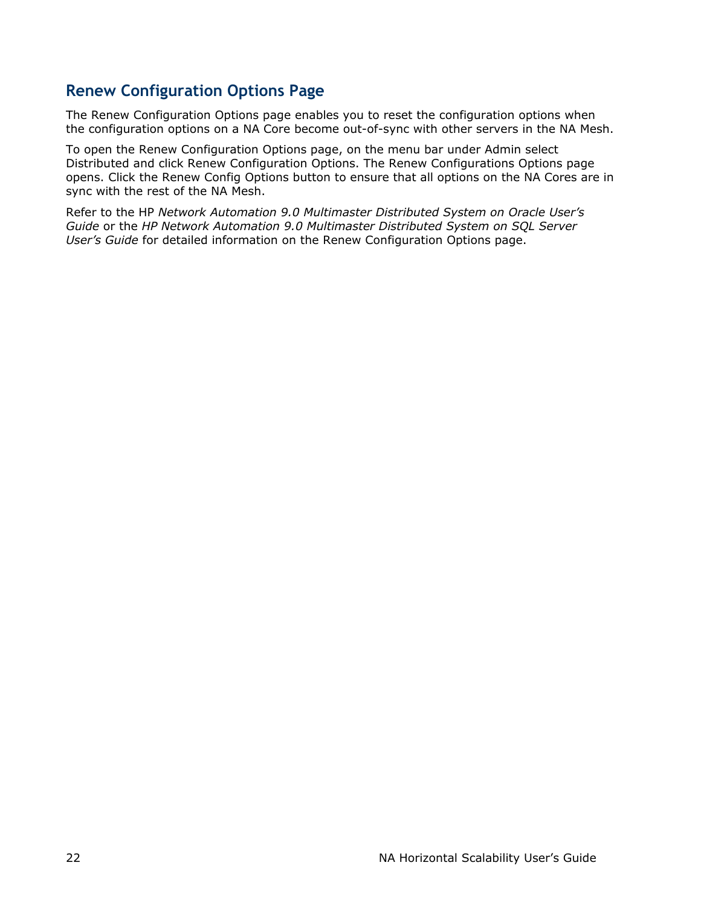## Renew Configuration Options Page

The Renew Configuration Options page enables you to reset the configuration options when the configuration options on a NA Core become out-of-sync with other servers in the NA Mesh.

To open the Renew Configuration Options page, on the menu bar under Admin select Distributed and click Renew Configuration Options. The Renew Configurations Options page opens. Click the Renew Config Options button to ensure that all options on the NA Cores are in sync with the rest of the NA Mesh.

Refer to the HP *Network Automation 9.0 Multimaster Distributed System on Oracle User's Guide* or the *HP Network Automation 9.0 Multimaster Distributed System on SQL Server User's Guide* for detailed information on the Renew Configuration Options page.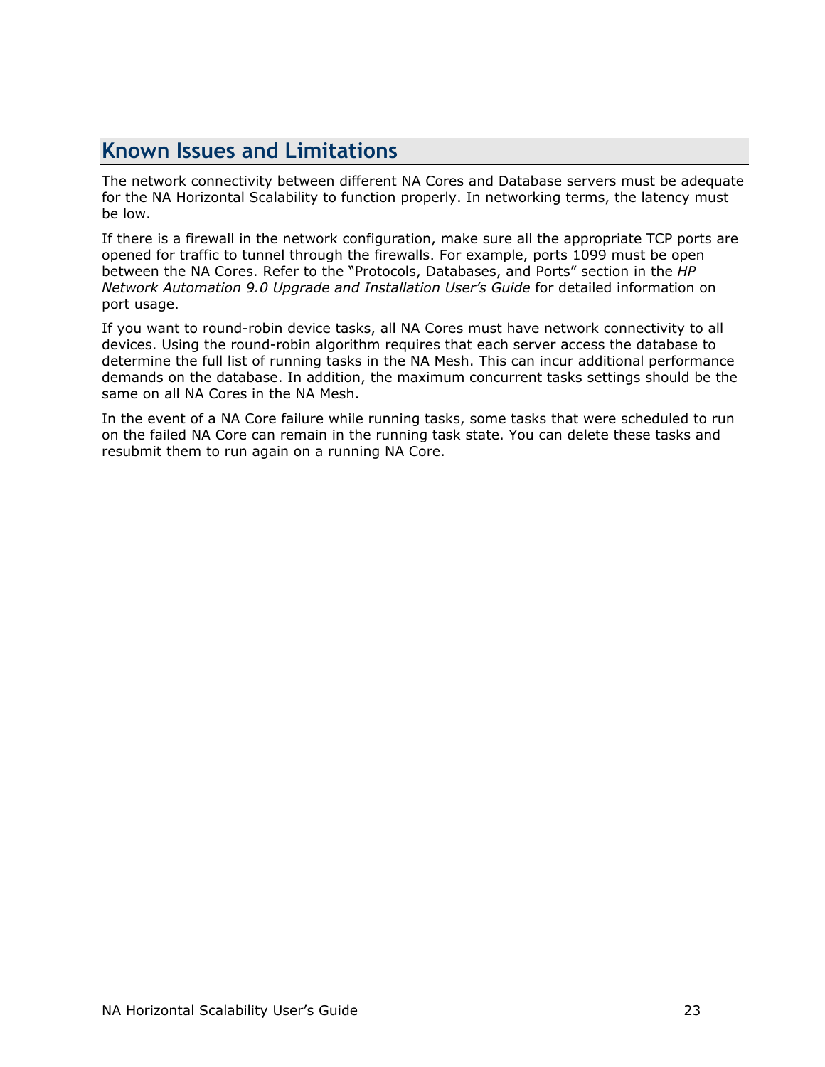## Known Issues and Limitations

The network connectivity between different NA Cores and Database servers must be adequate for the NA Horizontal Scalability to function properly. In networking terms, the latency must be low.

If there is a firewall in the network configuration, make sure all the appropriate TCP ports are opened for traffic to tunnel through the firewalls. For example, ports 1099 must be open between the NA Cores. Refer to the "Protocols, Databases, and Ports" section in the *HP Network Automation 9.0 Upgrade and Installation User's Guide* for detailed information on port usage.

If you want to round-robin device tasks, all NA Cores must have network connectivity to all devices. Using the round-robin algorithm requires that each server access the database to determine the full list of running tasks in the NA Mesh. This can incur additional performance demands on the database. In addition, the maximum concurrent tasks settings should be the same on all NA Cores in the NA Mesh.

In the event of a NA Core failure while running tasks, some tasks that were scheduled to run on the failed NA Core can remain in the running task state. You can delete these tasks and resubmit them to run again on a running NA Core.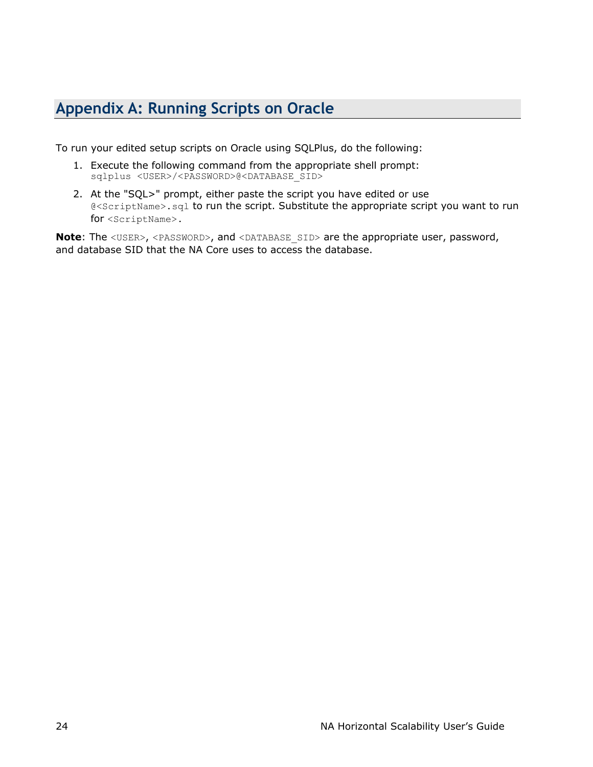## Appendix A: Running Scripts on Oracle

To run your edited setup scripts on Oracle using SQLPlus, do the following:

1. Execute the following command from the appropriate shell prompt:
   `sqlplus <USER>/<PASSWORD>@<DATABASE_SID>`
2. At the "SQL>" prompt, either paste the script you have edited or use `@<ScriptName>.sql` to run the script. Substitute the appropriate script you want to run for `<ScriptName>`.

**Note**: The `<USER>`, `<PASSWORD>`, and `<DATABASE_SID>` are the appropriate user, password, and database SID that the NA Core uses to access the database.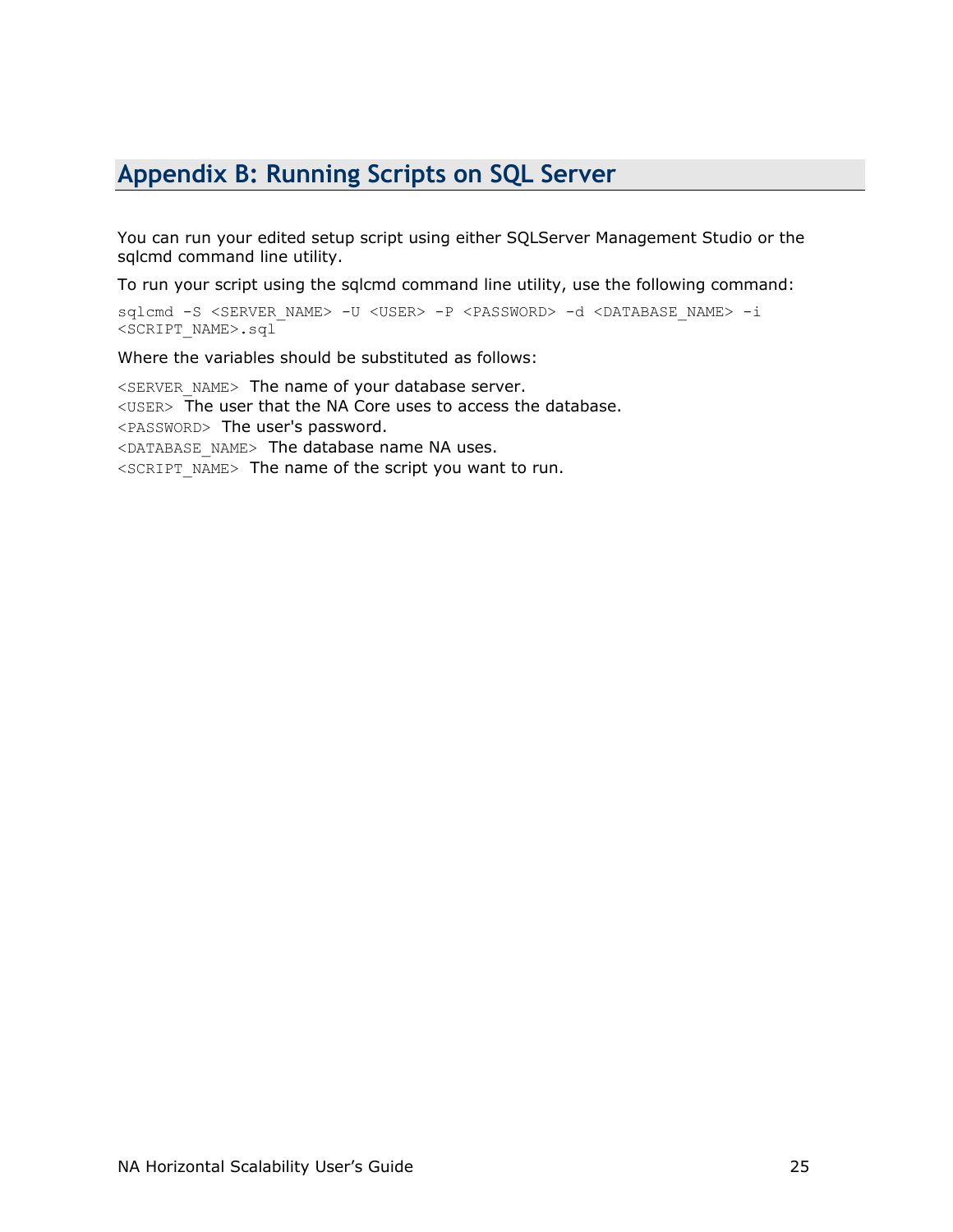## Appendix B: Running Scripts on SQL Server

You can run your edited setup script using either SQLServer Management Studio or the sqlcmd command line utility.

To run your script using the sqlcmd command line utility, use the following command:

```
sqlcmd -S <SERVER_NAME> -U <USER> -P <PASSWORD> -d <DATABASE_NAME> -i
<SCRIPT_NAME>.sql
```

Where the variables should be substituted as follows:

`<SERVER_NAME>` The name of your database server.
`<USER>` The user that the NA Core uses to access the database.
`<PASSWORD>` The user's password.
`<DATABASE_NAME>` The database name NA uses.
`<SCRIPT_NAME>` The name of the script you want to run.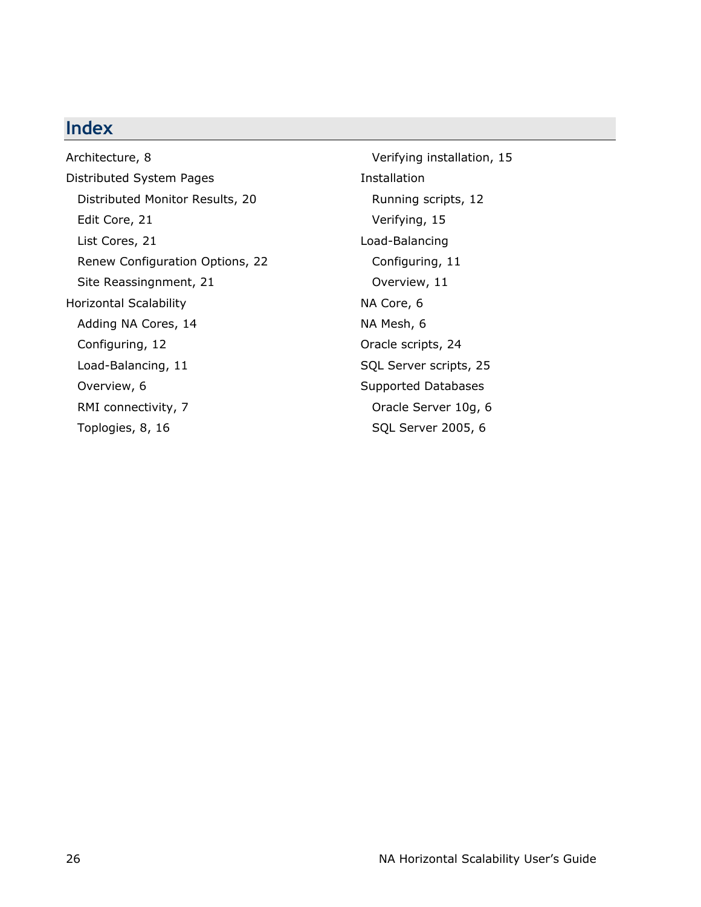# Index

Architecture, 8

Distributed System Pages
- Distributed Monitor Results, 20
- Edit Core, 21
- List Cores, 21
- Renew Configuration Options, 22
- Site Reassingnment, 21

Horizontal Scalability
- Adding NA Cores, 14
- Configuring, 12
- Load-Balancing, 11
- Overview, 6
- RMI connectivity, 7
- Toplogies, 8, 16
- Verifying installation, 15

Installation
- Running scripts, 12
- Verifying, 15

Load-Balancing
- Configuring, 11
- Overview, 11

NA Core, 6

NA Mesh, 6

Oracle scripts, 24

SQL Server scripts, 25

Supported Databases
- Oracle Server 10g, 6
- SQL Server 2005, 6